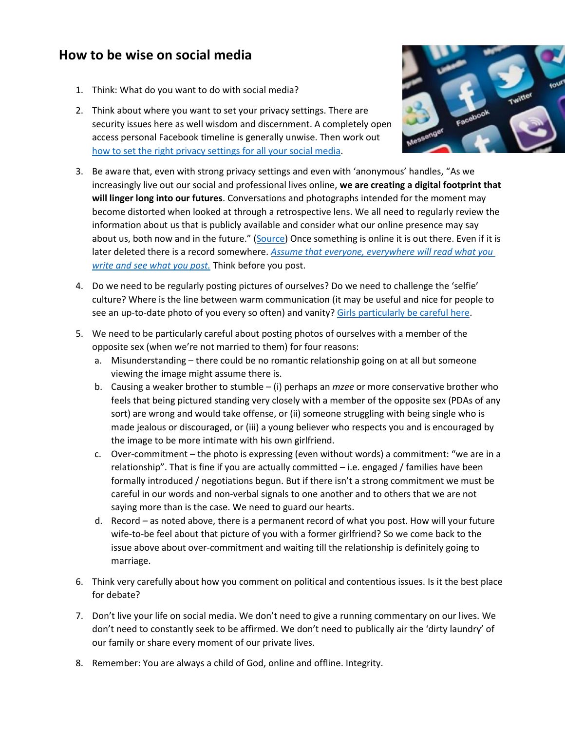## How to be wise on social media

1. Think: What do you want to do with social media?
2. Think about where you want to set your privacy settings. There are security issues here as well wisdom and discernment. A completely open access personal Facebook timeline is generally unwise. Then work out how to set the right privacy settings for all your social media.
3. Be aware that, even with strong privacy settings and even with 'anonymous' handles, "As we increasingly live out our social and professional lives online, **we are creating a digital footprint that will linger long into our futures**. Conversations and photographs intended for the moment may become distorted when looked at through a retrospective lens. We all need to regularly review the information about us that is publicly available and consider what our online presence may say about us, both now and in the future." (Source) Once something is online it is out there. Even if it is later deleted there is a record somewhere. *Assume that everyone, everywhere will read what you write and see what you post.* Think before you post.
4. Do we need to be regularly posting pictures of ourselves? Do we need to challenge the 'selfie' culture? Where is the line between warm communication (it may be useful and nice for people to see an up-to-date photo of you every so often) and vanity? Girls particularly be careful here.
5. We need to be particularly careful about posting photos of ourselves with a member of the opposite sex (when we're not married to them) for four reasons:
   a. Misunderstanding – there could be no romantic relationship going on at all but someone viewing the image might assume there is.
   b. Causing a weaker brother to stumble – (i) perhaps an *mzee* or more conservative brother who feels that being pictured standing very closely with a member of the opposite sex (PDAs of any sort) are wrong and would take offense, or (ii) someone struggling with being single who is made jealous or discouraged, or (iii) a young believer who respects you and is encouraged by the image to be more intimate with his own girlfriend.
   c. Over-commitment – the photo is expressing (even without words) a commitment: "we are in a relationship". That is fine if you are actually committed – i.e. engaged / families have been formally introduced / negotiations begun. But if there isn't a strong commitment we must be careful in our words and non-verbal signals to one another and to others that we are not saying more than is the case. We need to guard our hearts.
   d. Record – as noted above, there is a permanent record of what you post. How will your future wife-to-be feel about that picture of you with a former girlfriend? So we come back to the issue above about over-commitment and waiting till the relationship is definitely going to marriage.
6. Think very carefully about how you comment on political and contentious issues. Is it the best place for debate?
7. Don't live your life on social media. We don't need to give a running commentary on our lives. We don't need to constantly seek to be affirmed. We don't need to publically air the 'dirty laundry' of our family or share every moment of our private lives.
8. Remember: You are always a child of God, online and offline. Integrity.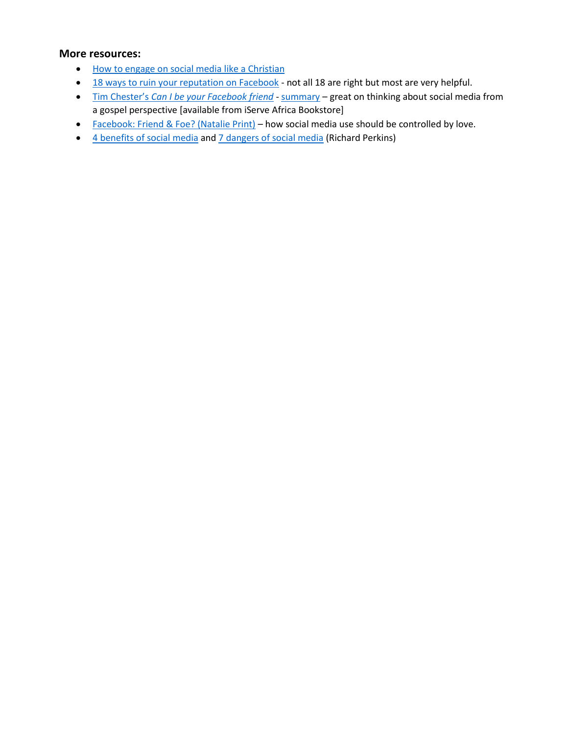### More resources:

- How to engage on social media like a Christian
- 18 ways to ruin your reputation on Facebook - not all 18 are right but most are very helpful.
- Tim Chester's *Can I be your Facebook friend* - summary – great on thinking about social media from a gospel perspective [available from iServe Africa Bookstore]
- Facebook: Friend & Foe? (Natalie Print) – how social media use should be controlled by love.
- 4 benefits of social media and 7 dangers of social media (Richard Perkins)